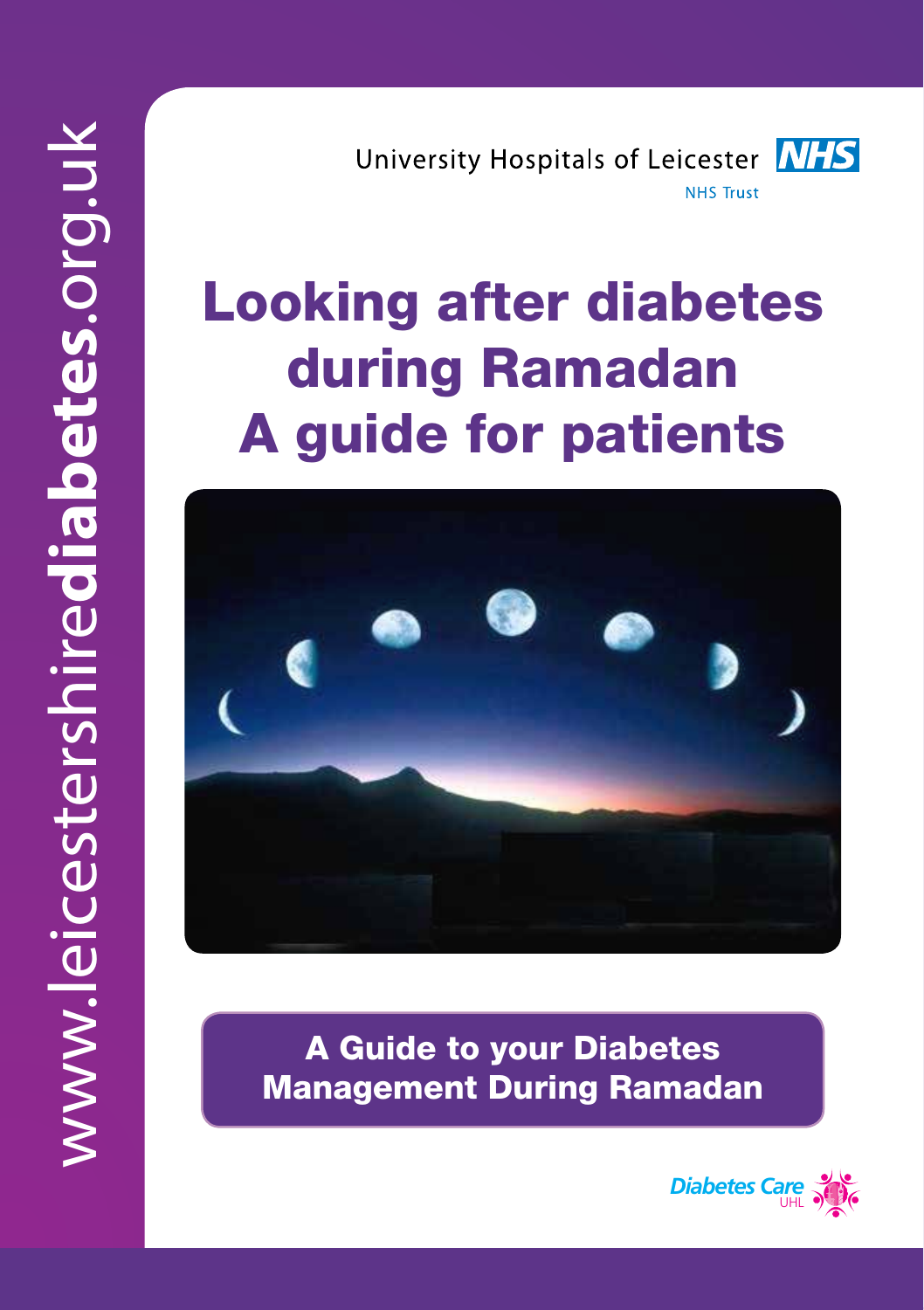www.leicestershirediabetes.org.uk

University Hospitals of Leicester NHS Trust

# Looking after diabetes during Ramadan A guide for patients

## A Guide to your Diabetes Management During Ramadan

Diabetes Care UHL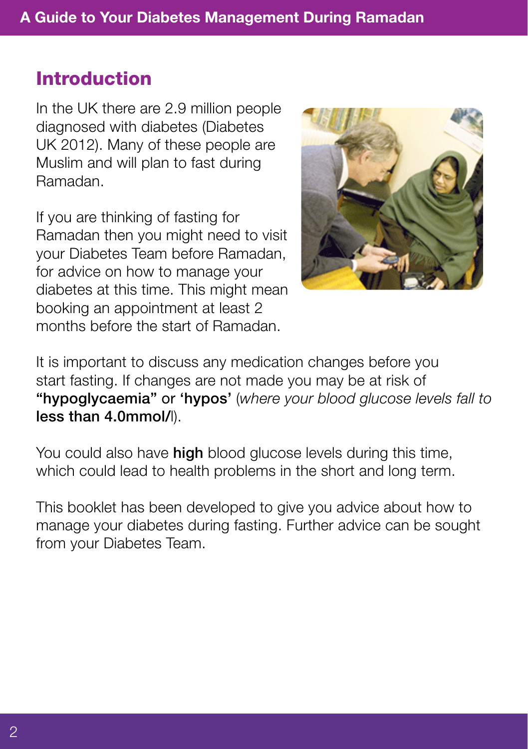## Introduction

In the UK there are 2.9 million people diagnosed with diabetes (Diabetes UK 2012). Many of these people are Muslim and will plan to fast during Ramadan.

If you are thinking of fasting for Ramadan then you might need to visit your Diabetes Team before Ramadan, for advice on how to manage your diabetes at this time. This might mean booking an appointment at least 2 months before the start of Ramadan.

It is important to discuss any medication changes before you start fasting. If changes are not made you may be at risk of **"hypoglycaemia"** or **'hypos'** (*where your blood glucose levels fall to* **less than 4.0mmol/**l).

You could also have **high** blood glucose levels during this time, which could lead to health problems in the short and long term.

This booklet has been developed to give you advice about how to manage your diabetes during fasting. Further advice can be sought from your Diabetes Team.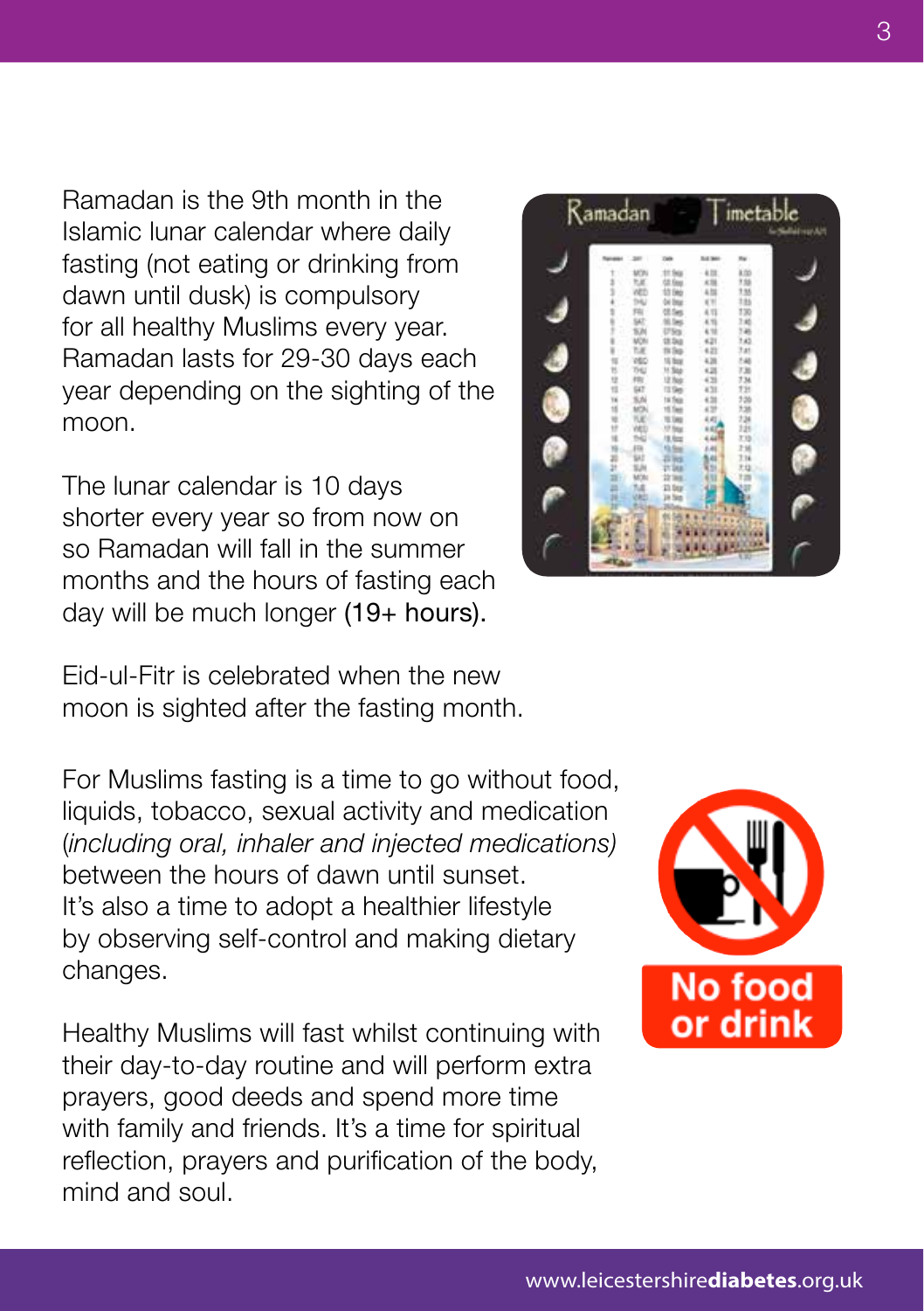Ramadan is the 9th month in the Islamic lunar calendar where daily fasting (not eating or drinking from dawn until dusk) is compulsory for all healthy Muslims every year. Ramadan lasts for 29-30 days each year depending on the sighting of the moon.

The lunar calendar is 10 days shorter every year so from now on so Ramadan will fall in the summer months and the hours of fasting each day will be much longer (19+ hours).

Eid-ul-Fitr is celebrated when the new moon is sighted after the fasting month.

For Muslims fasting is a time to go without food, liquids, tobacco, sexual activity and medication (*including oral, inhaler and injected medications)* between the hours of dawn until sunset. It's also a time to adopt a healthier lifestyle by observing self-control and making dietary changes.

Healthy Muslims will fast whilst continuing with their day-to-day routine and will perform extra prayers, good deeds and spend more time with family and friends. It's a time for spiritual reflection, prayers and purification of the body, mind and soul.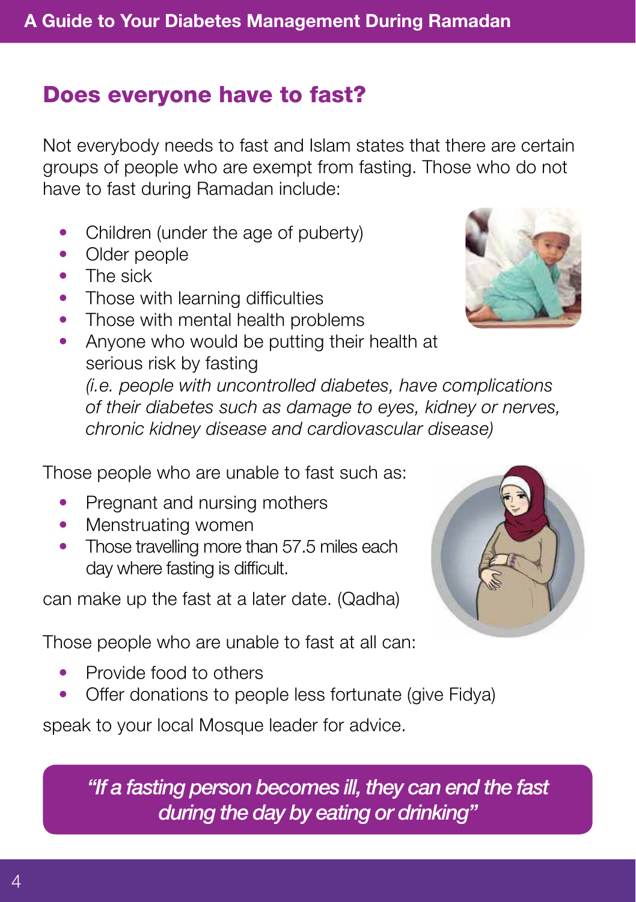## Does everyone have to fast?

Not everybody needs to fast and Islam states that there are certain groups of people who are exempt from fasting. Those who do not have to fast during Ramadan include:

- Children (under the age of puberty)
- Older people
- The sick
- Those with learning difficulties
- Those with mental health problems
- Anyone who would be putting their health at serious risk by fasting
  *(i.e. people with uncontrolled diabetes, have complications of their diabetes such as damage to eyes, kidney or nerves, chronic kidney disease and cardiovascular disease)*

Those people who are unable to fast such as:

- Pregnant and nursing mothers
- Menstruating women
- Those travelling more than 57.5 miles each day where fasting is difficult.

can make up the fast at a later date. (Qadha)

Those people who are unable to fast at all can:

- Provide food to others
- Offer donations to people less fortunate (give Fidya)

speak to your local Mosque leader for advice.

> ***"If a fasting person becomes ill, they can end the fast during the day by eating or drinking"***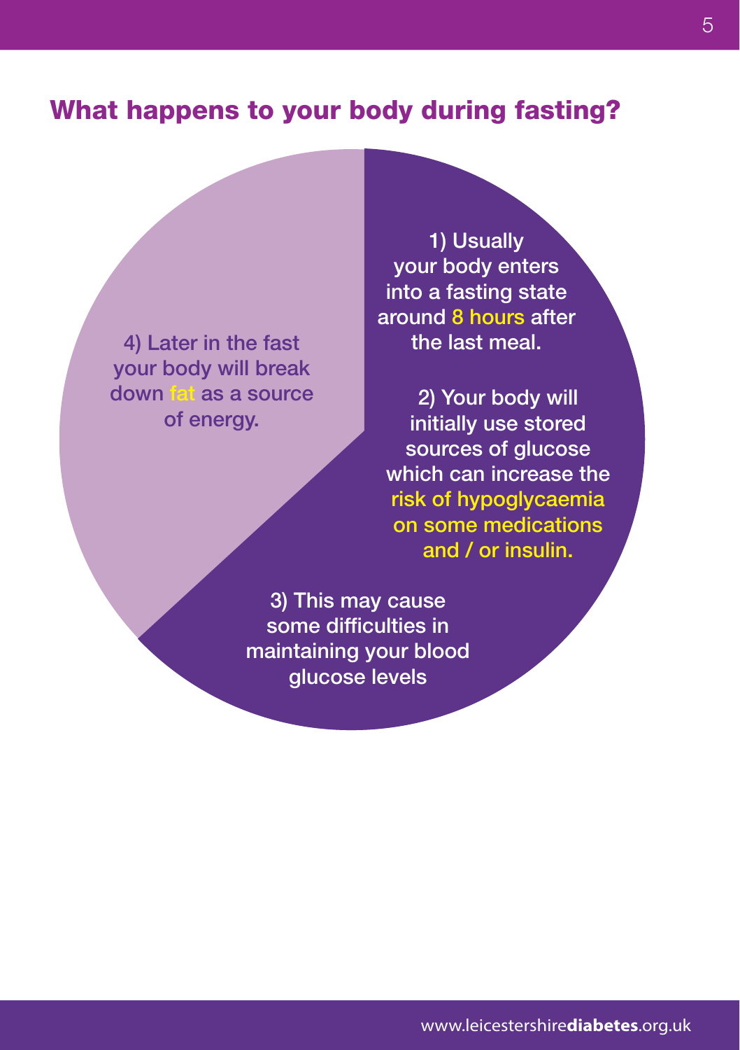## What happens to your body during fasting?

1) Usually your body enters into a fasting state around 8 hours after the last meal.

2) Your body will initially use stored sources of glucose which can increase the risk of hypoglycaemia on some medications and / or insulin.

3) This may cause some difficulties in maintaining your blood glucose levels

4) Later in the fast your body will break down fat as a source of energy.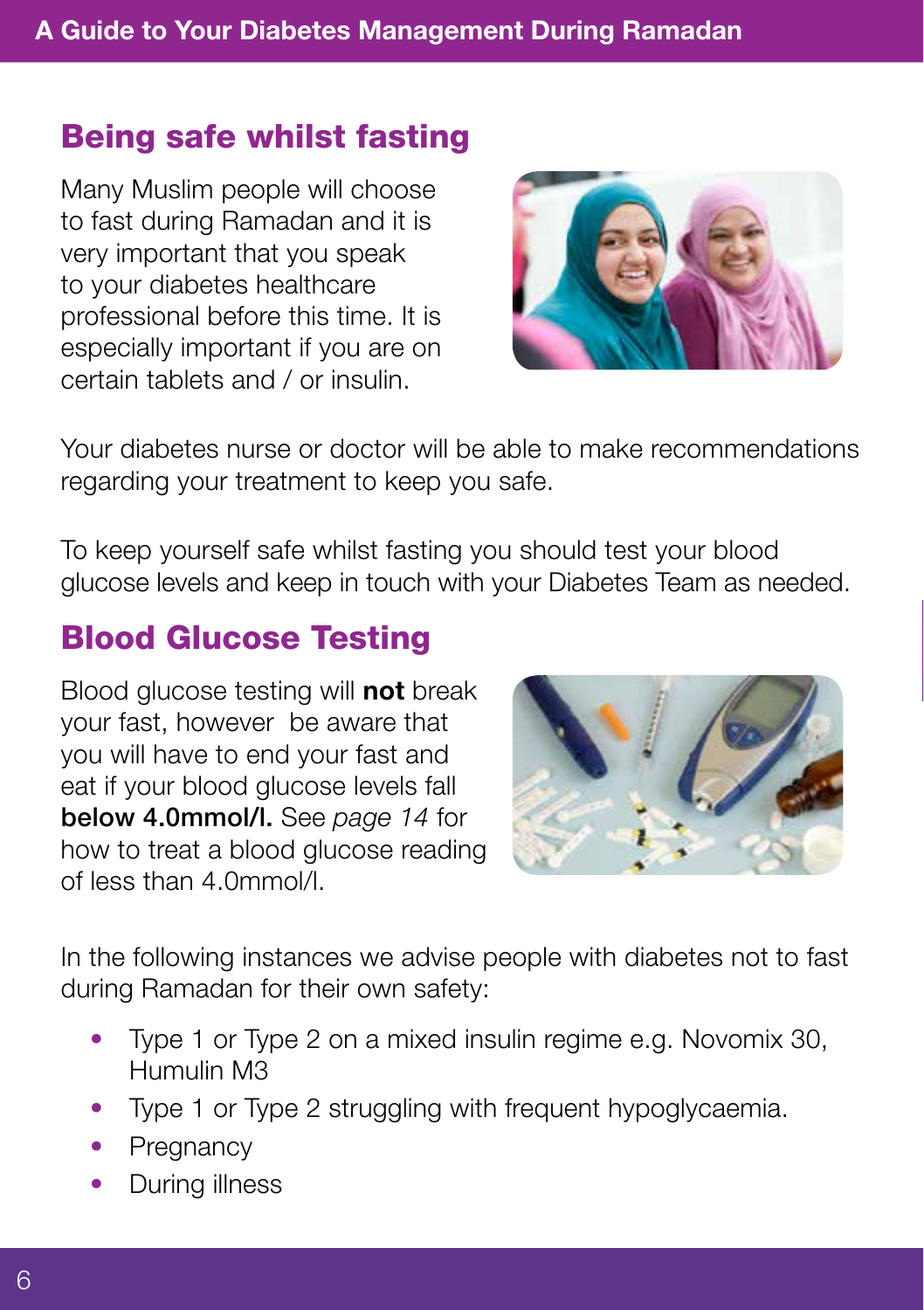## Being safe whilst fasting

Many Muslim people will choose to fast during Ramadan and it is very important that you speak to your diabetes healthcare professional before this time. It is especially important if you are on certain tablets and / or insulin.

Your diabetes nurse or doctor will be able to make recommendations regarding your treatment to keep you safe.

To keep yourself safe whilst fasting you should test your blood glucose levels and keep in touch with your Diabetes Team as needed.

## Blood Glucose Testing

Blood glucose testing will **not** break your fast, however be aware that you will have to end your fast and eat if your blood glucose levels fall **below 4.0mmol/l.** See *page 14* for how to treat a blood glucose reading of less than 4.0mmol/l.

In the following instances we advise people with diabetes not to fast during Ramadan for their own safety:

- Type 1 or Type 2 on a mixed insulin regime e.g. Novomix 30, Humulin M3
- Type 1 or Type 2 struggling with frequent hypoglycaemia.
- Pregnancy
- During illness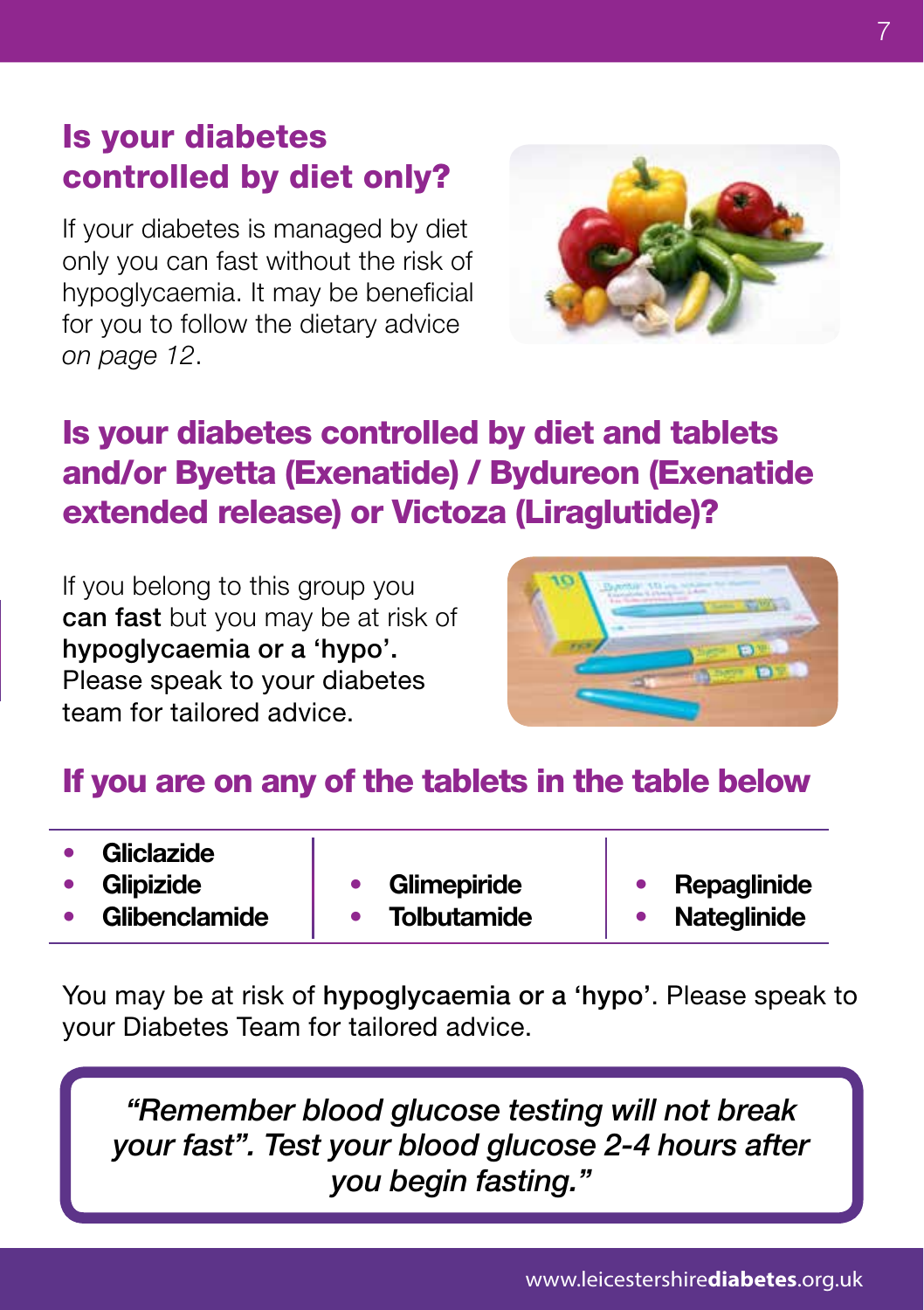## Is your diabetes controlled by diet only?

If your diabetes is managed by diet only you can fast without the risk of hypoglycaemia. It may be beneficial for you to follow the dietary advice *on page 12*.

## Is your diabetes controlled by diet and tablets and/or Byetta (Exenatide) / Bydureon (Exenatide extended release) or Victoza (Liraglutide)?

If you belong to this group you **can fast** but you may be at risk of **hypoglycaemia or a 'hypo'.** Please speak to your diabetes team for tailored advice.

## If you are on any of the tablets in the table below

| | | |
|---|---|---|
| • **Gliclazide**<br>• **Glipizide**<br>• **Glibenclamide** | • **Glimepiride**<br>• **Tolbutamide** | • **Repaglinide**<br>• **Nateglinide** |

You may be at risk of **hypoglycaemia or a 'hypo'**. Please speak to your Diabetes Team for tailored advice.

> *"Remember blood glucose testing will not break your fast". Test your blood glucose 2-4 hours after you begin fasting."*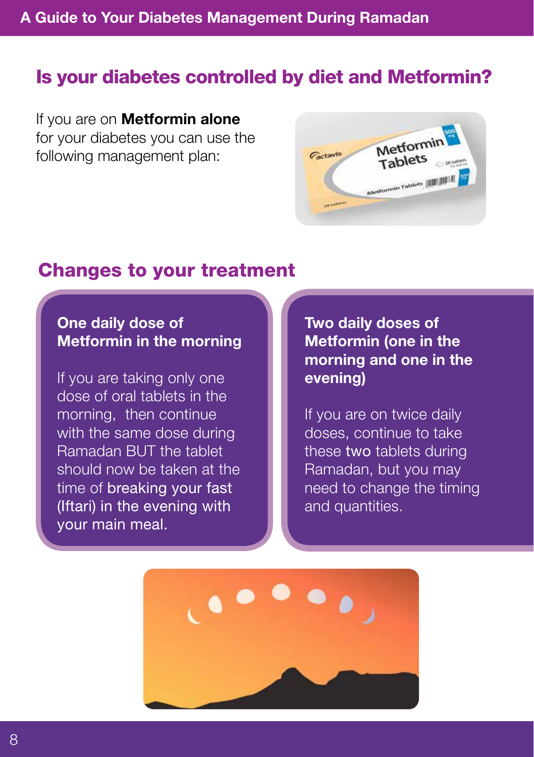## Is your diabetes controlled by diet and Metformin?

If you are on **Metformin alone** for your diabetes you can use the following management plan:

## Changes to your treatment

### One daily dose of Metformin in the morning

If you are taking only one dose of oral tablets in the morning, then continue with the same dose during Ramadan BUT the tablet should now be taken at the time of breaking your fast (Iftari) in the evening with your main meal.

### Two daily doses of Metformin (one in the morning and one in the evening)

If you are on twice daily doses, continue to take these two tablets during Ramadan, but you may need to change the timing and quantities.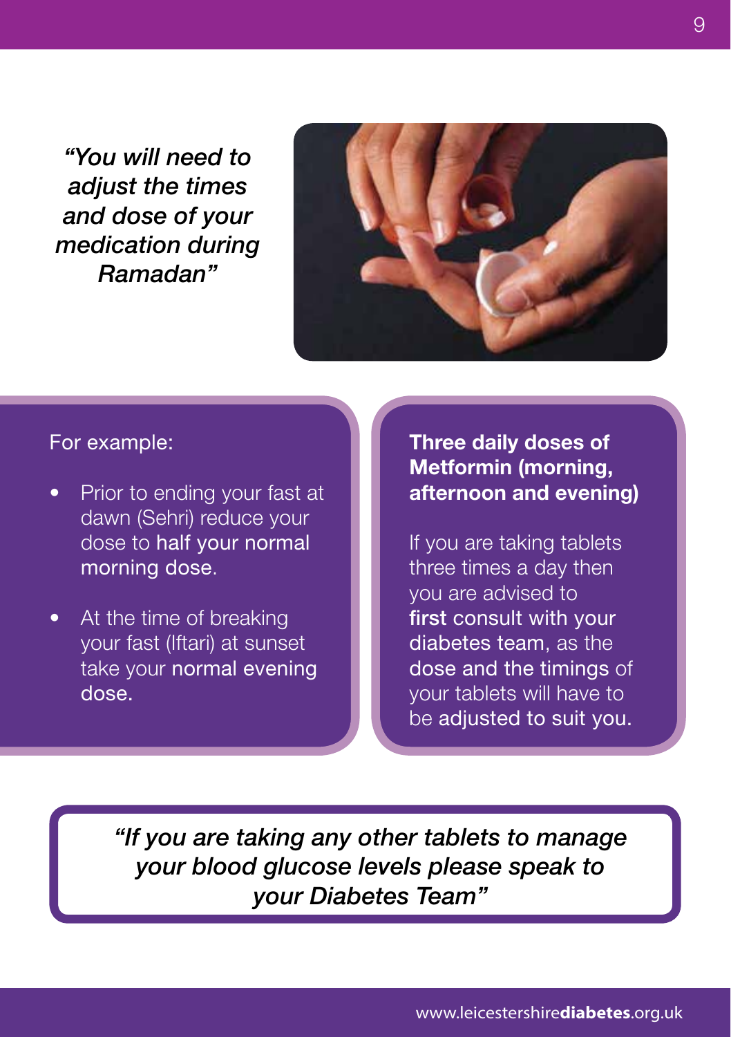*"You will need to adjust the times and dose of your medication during Ramadan"*

For example:

- Prior to ending your fast at dawn (Sehri) reduce your dose to half your normal morning dose.
- At the time of breaking your fast (Iftari) at sunset take your normal evening dose.

**Three daily doses of Metformin (morning, afternoon and evening)**

If you are taking tablets three times a day then you are advised to **first** consult with your diabetes team, as the dose and the timings of your tablets will have to be adjusted to suit you.

*"If you are taking any other tablets to manage your blood glucose levels please speak to your Diabetes Team"*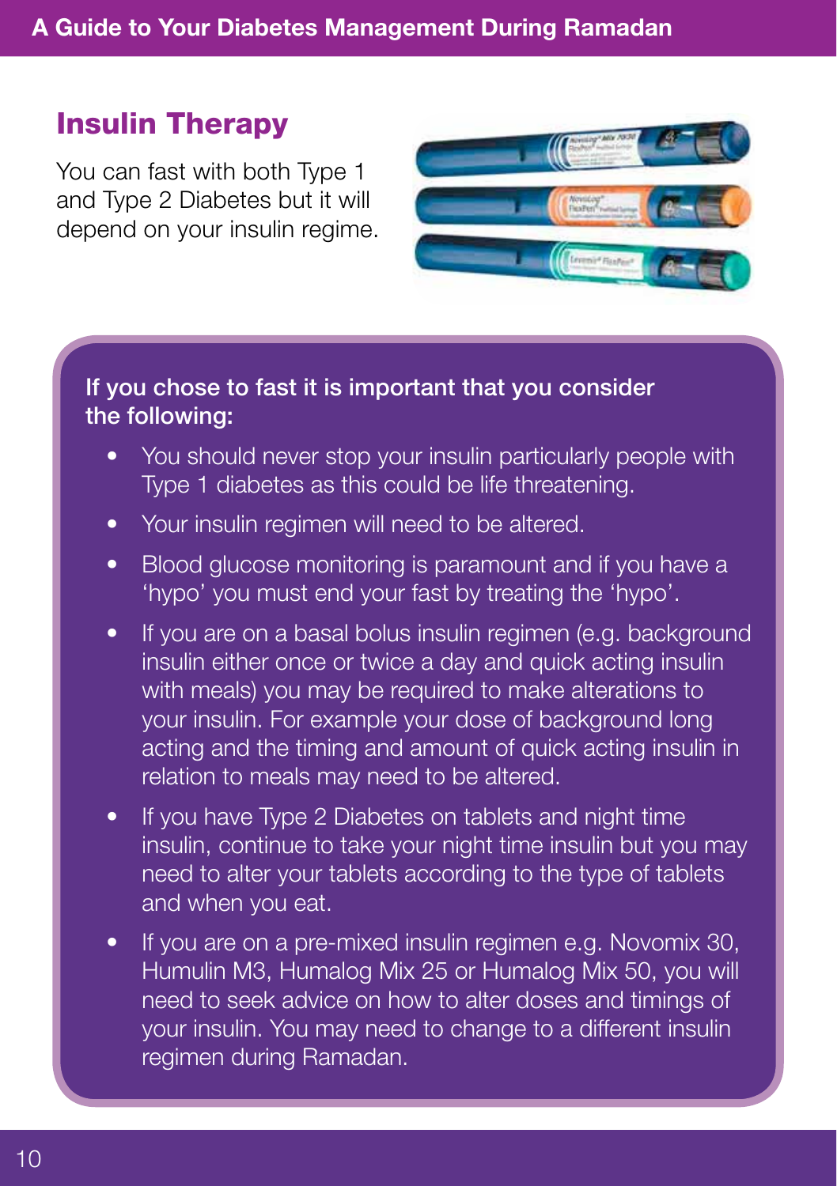## Insulin Therapy

You can fast with both Type 1 and Type 2 Diabetes but it will depend on your insulin regime.

**If you chose to fast it is important that you consider the following:**

- You should never stop your insulin particularly people with Type 1 diabetes as this could be life threatening.
- Your insulin regimen will need to be altered.
- Blood glucose monitoring is paramount and if you have a 'hypo' you must end your fast by treating the 'hypo'.
- If you are on a basal bolus insulin regimen (e.g. background insulin either once or twice a day and quick acting insulin with meals) you may be required to make alterations to your insulin. For example your dose of background long acting and the timing and amount of quick acting insulin in relation to meals may need to be altered.
- If you have Type 2 Diabetes on tablets and night time insulin, continue to take your night time insulin but you may need to alter your tablets according to the type of tablets and when you eat.
- If you are on a pre-mixed insulin regimen e.g. Novomix 30, Humulin M3, Humalog Mix 25 or Humalog Mix 50, you will need to seek advice on how to alter doses and timings of your insulin. You may need to change to a different insulin regimen during Ramadan.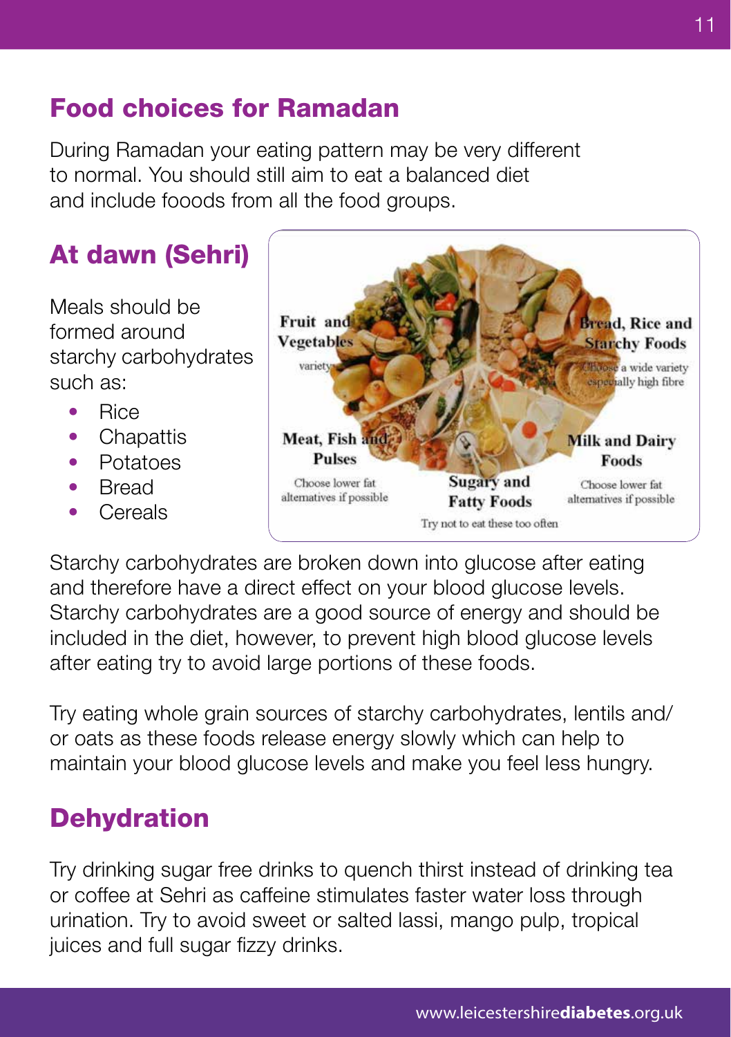## Food choices for Ramadan

During Ramadan your eating pattern may be very different to normal. You should still aim to eat a balanced diet and include fooods from all the food groups.

## At dawn (Sehri)

Meals should be formed around starchy carbohydrates such as:

- Rice
- Chapattis
- Potatoes
- Bread
- Cereals

Fruit and Vegetables
variety

Bread, Rice and Starchy Foods
Choose a wide variety especially high fibre

Meat, Fish and Pulses
Choose lower fat alternatives if possible

Milk and Dairy Foods
Choose lower fat alternatives if possible

Sugary and Fatty Foods
Try not to eat these too often

Starchy carbohydrates are broken down into glucose after eating and therefore have a direct effect on your blood glucose levels. Starchy carbohydrates are a good source of energy and should be included in the diet, however, to prevent high blood glucose levels after eating try to avoid large portions of these foods.

Try eating whole grain sources of starchy carbohydrates, lentils and/or oats as these foods release energy slowly which can help to maintain your blood glucose levels and make you feel less hungry.

## Dehydration

Try drinking sugar free drinks to quench thirst instead of drinking tea or coffee at Sehri as caffeine stimulates faster water loss through urination. Try to avoid sweet or salted lassi, mango pulp, tropical juices and full sugar fizzy drinks.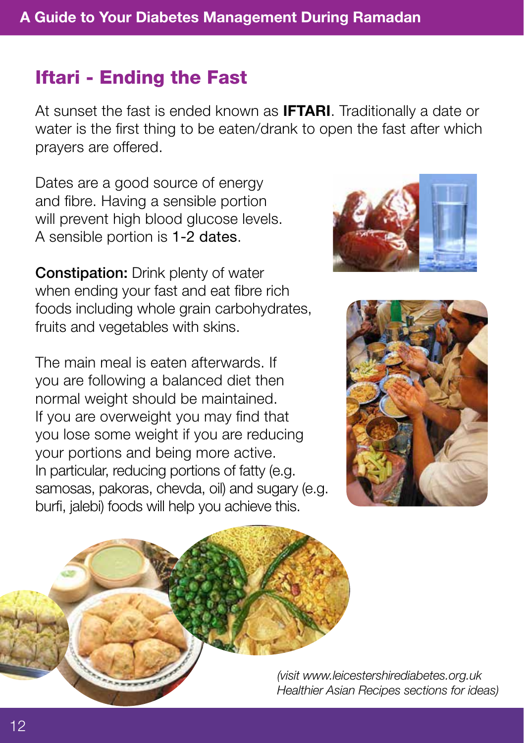## Iftari - Ending the Fast

At sunset the fast is ended known as **IFTARI**. Traditionally a date or water is the first thing to be eaten/drank to open the fast after which prayers are offered.

Dates are a good source of energy and fibre. Having a sensible portion will prevent high blood glucose levels. A sensible portion is 1-2 dates.

**Constipation:** Drink plenty of water when ending your fast and eat fibre rich foods including whole grain carbohydrates, fruits and vegetables with skins.

The main meal is eaten afterwards. If you are following a balanced diet then normal weight should be maintained. If you are overweight you may find that you lose some weight if you are reducing your portions and being more active. In particular, reducing portions of fatty (e.g. samosas, pakoras, chevda, oil) and sugary (e.g. burfi, jalebi) foods will help you achieve this.

*(visit www.leicestershirediabetes.org.uk Healthier Asian Recipes sections for ideas)*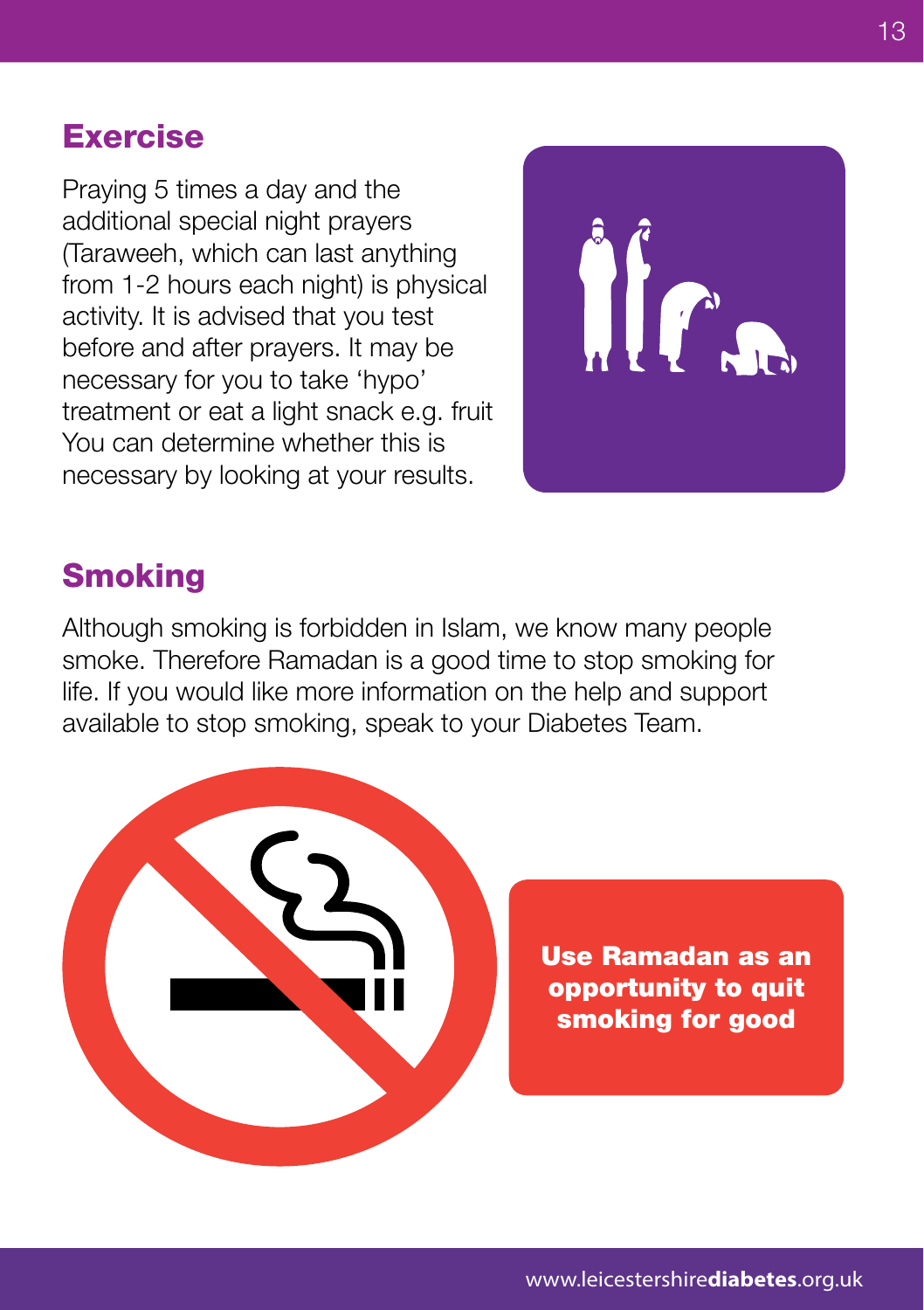## Exercise

Praying 5 times a day and the additional special night prayers (Taraweeh, which can last anything from 1-2 hours each night) is physical activity. It is advised that you test before and after prayers. It may be necessary for you to take 'hypo' treatment or eat a light snack e.g. fruit You can determine whether this is necessary by looking at your results.

## Smoking

Although smoking is forbidden in Islam, we know many people smoke. Therefore Ramadan is a good time to stop smoking for life. If you would like more information on the help and support available to stop smoking, speak to your Diabetes Team.

**Use Ramadan as an opportunity to quit smoking for good**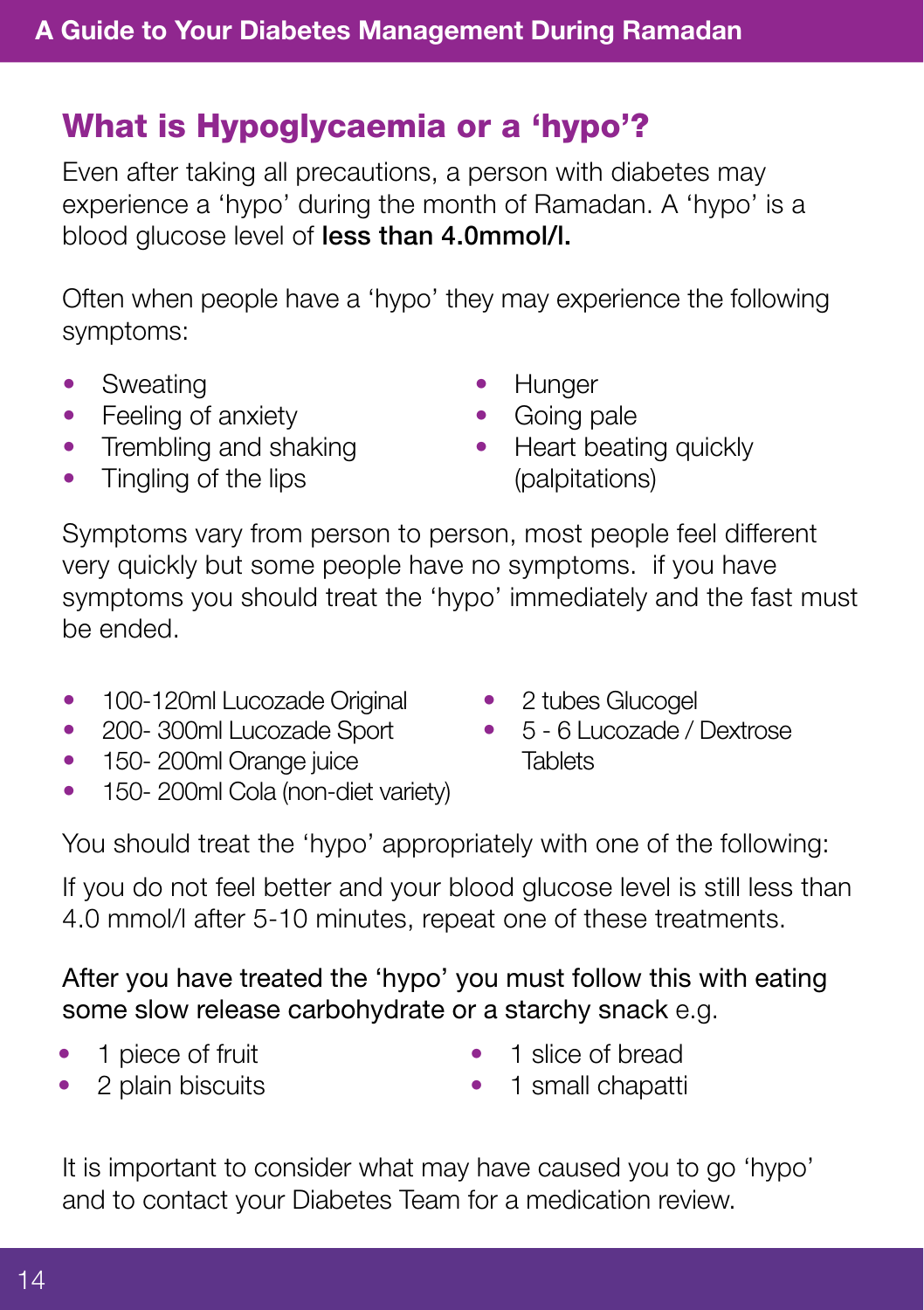## What is Hypoglycaemia or a 'hypo'?

Even after taking all precautions, a person with diabetes may experience a 'hypo' during the month of Ramadan. A 'hypo' is a blood glucose level of **less than 4.0mmol/l.**

Often when people have a 'hypo' they may experience the following symptoms:

- Sweating
- Feeling of anxiety
- Trembling and shaking
- Tingling of the lips
- Hunger
- Going pale
- Heart beating quickly (palpitations)

Symptoms vary from person to person, most people feel different very quickly but some people have no symptoms. if you have symptoms you should treat the 'hypo' immediately and the fast must be ended.

- 100-120ml Lucozade Original
- 200- 300ml Lucozade Sport
- 150- 200ml Orange juice
- 150- 200ml Cola (non-diet variety)
- 2 tubes Glucogel
- 5 - 6 Lucozade / Dextrose Tablets

You should treat the 'hypo' appropriately with one of the following:

If you do not feel better and your blood glucose level is still less than 4.0 mmol/l after 5-10 minutes, repeat one of these treatments.

After you have treated the 'hypo' you must follow this with eating some slow release carbohydrate or a starchy snack e.g.

- 1 piece of fruit
- 2 plain biscuits
- 1 slice of bread
- 1 small chapatti

It is important to consider what may have caused you to go 'hypo' and to contact your Diabetes Team for a medication review.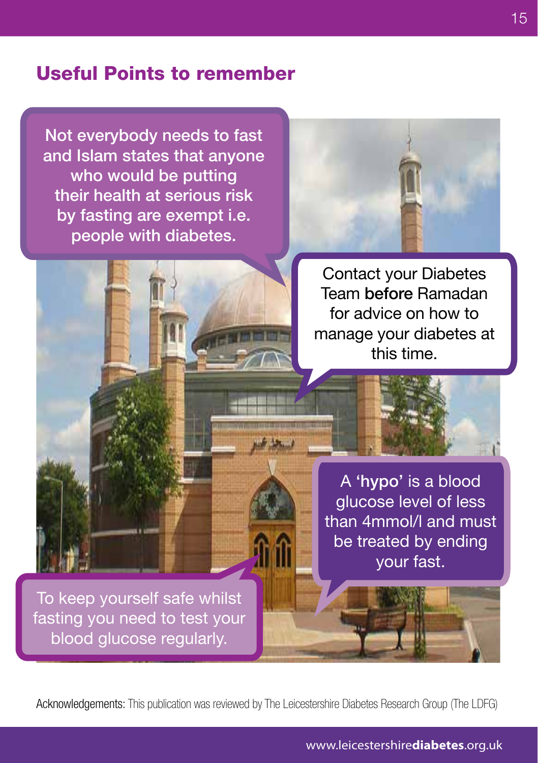## Useful Points to remember

Not everybody needs to fast and Islam states that anyone who would be putting their health at serious risk by fasting are exempt i.e. people with diabetes.

Contact your Diabetes Team **before** Ramadan for advice on how to manage your diabetes at this time.

A **'hypo'** is a blood glucose level of less than 4mmol/l and must be treated by ending your fast.

To keep yourself safe whilst fasting you need to test your blood glucose regularly.

Acknowledgements: This publication was reviewed by The Leicestershire Diabetes Research Group (The LDFG)

www.leicestershire**diabetes**.org.uk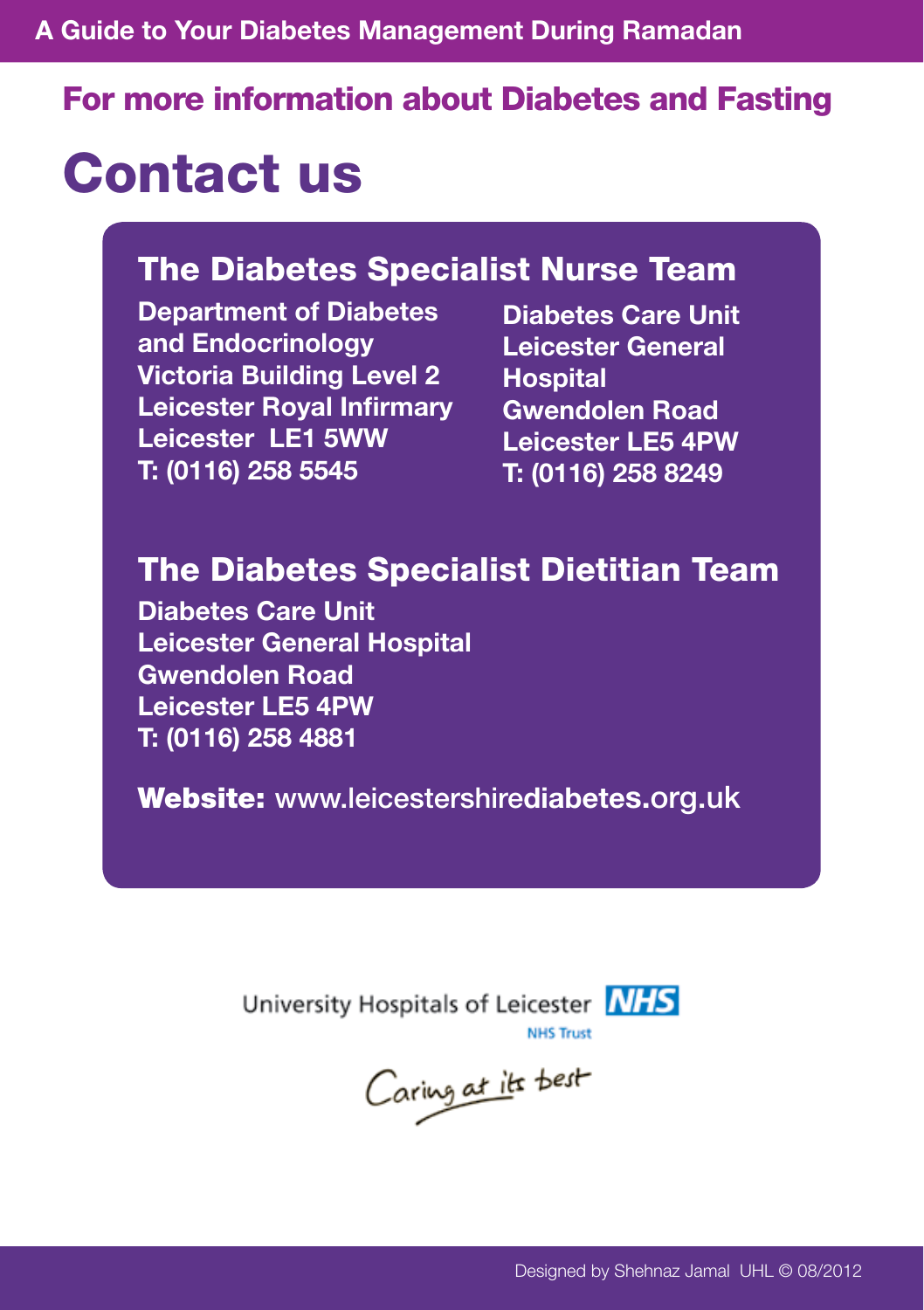## For more information about Diabetes and Fasting

# Contact us

### The Diabetes Specialist Nurse Team

**Department of Diabetes and Endocrinology**
**Victoria Building Level 2**
**Leicester Royal Infirmary**
**Leicester LE1 5WW**
**T: (0116) 258 5545**

**Diabetes Care Unit**
**Leicester General Hospital**
**Gwendolen Road**
**Leicester LE5 4PW**
**T: (0116) 258 8249**

### The Diabetes Specialist Dietitian Team

**Diabetes Care Unit**
**Leicester General Hospital**
**Gwendolen Road**
**Leicester LE5 4PW**
**T: (0116) 258 4881**

**Website:** www.leicestershirediabetes.org.uk

University Hospitals of Leicester NHS
NHS Trust

Caring at its best

Designed by Shehnaz Jamal UHL © 08/2012